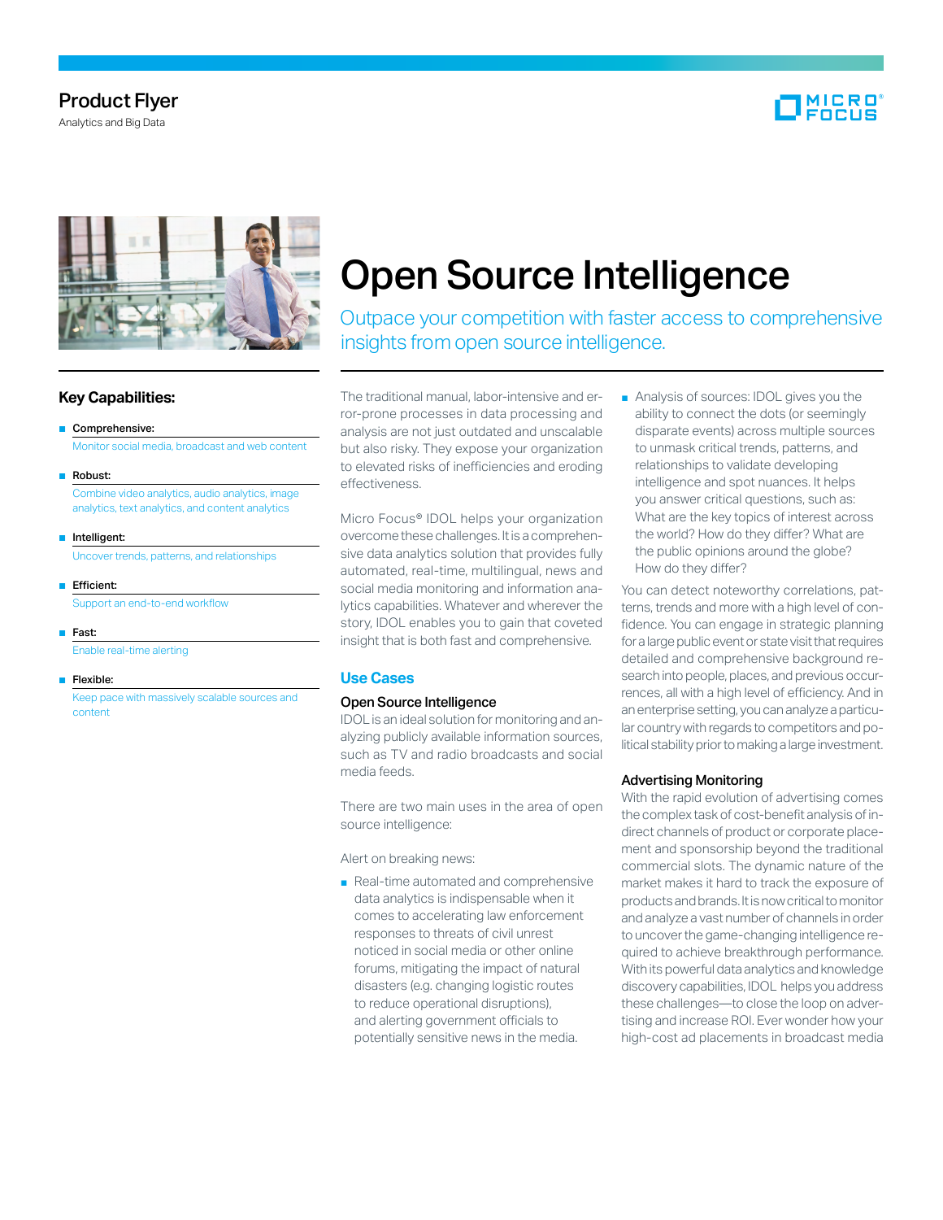Product Flyer

Analytics and Big Data

# Open Source Intelligence

Outpace your competition with faster access to comprehensive insights from open source intelligence.

## Key Capabilities:

- **Comprehensive:**
  Monitor social media, broadcast and web content
- **Robust:**
  Combine video analytics, audio analytics, image analytics, text analytics, and content analytics
- **Intelligent:**
  Uncover trends, patterns, and relationships
- **Efficient:**
  Support an end-to-end workflow
- **Fast:**
  Enable real-time alerting
- **Flexible:**
  Keep pace with massively scalable sources and content

The traditional manual, labor-intensive and error-prone processes in data processing and analysis are not just outdated and unscalable but also risky. They expose your organization to elevated risks of inefficiencies and eroding effectiveness.

Micro Focus® IDOL helps your organization overcome these challenges. It is a comprehensive data analytics solution that provides fully automated, real-time, multilingual, news and social media monitoring and information analytics capabilities. Whatever and wherever the story, IDOL enables you to gain that coveted insight that is both fast and comprehensive.

## Use Cases

### Open Source Intelligence

IDOL is an ideal solution for monitoring and analyzing publicly available information sources, such as TV and radio broadcasts and social media feeds.

There are two main uses in the area of open source intelligence:

Alert on breaking news:

- Real-time automated and comprehensive data analytics is indispensable when it comes to accelerating law enforcement responses to threats of civil unrest noticed in social media or other online forums, mitigating the impact of natural disasters (e.g. changing logistic routes to reduce operational disruptions), and alerting government officials to potentially sensitive news in the media.

- Analysis of sources: IDOL gives you the ability to connect the dots (or seemingly disparate events) across multiple sources to unmask critical trends, patterns, and relationships to validate developing intelligence and spot nuances. It helps you answer critical questions, such as: What are the key topics of interest across the world? How do they differ? What are the public opinions around the globe? How do they differ?

You can detect noteworthy correlations, patterns, trends and more with a high level of confidence. You can engage in strategic planning for a large public event or state visit that requires detailed and comprehensive background research into people, places, and previous occurrences, all with a high level of efficiency. And in an enterprise setting, you can analyze a particular country with regards to competitors and political stability prior to making a large investment.

### Advertising Monitoring

With the rapid evolution of advertising comes the complex task of cost-benefit analysis of indirect channels of product or corporate placement and sponsorship beyond the traditional commercial slots. The dynamic nature of the market makes it hard to track the exposure of products and brands. It is now critical to monitor and analyze a vast number of channels in order to uncover the game-changing intelligence required to achieve breakthrough performance. With its powerful data analytics and knowledge discovery capabilities, IDOL helps you address these challenges—to close the loop on advertising and increase ROI. Ever wonder how your high-cost ad placements in broadcast media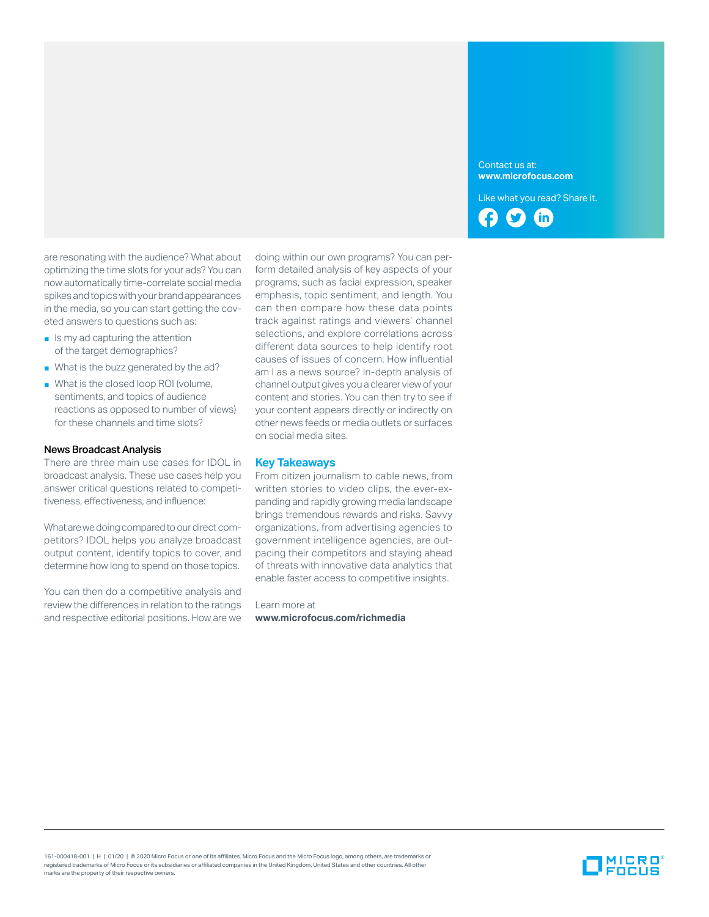are resonating with the audience? What about optimizing the time slots for your ads? You can now automatically time-correlate social media spikes and topics with your brand appearances in the media, so you can start getting the coveted answers to questions such as:

- Is my ad capturing the attention of the target demographics?
- What is the buzz generated by the ad?
- What is the closed loop ROI (volume, sentiments, and topics of audience reactions as opposed to number of views) for these channels and time slots?

### News Broadcast Analysis

There are three main use cases for IDOL in broadcast analysis. These use cases help you answer critical questions related to competitiveness, effectiveness, and influence:

What are we doing compared to our direct competitors? IDOL helps you analyze broadcast output content, identify topics to cover, and determine how long to spend on those topics.

You can then do a competitive analysis and review the differences in relation to the ratings and respective editorial positions. How are we doing within our own programs? You can perform detailed analysis of key aspects of your programs, such as facial expression, speaker emphasis, topic sentiment, and length. You can then compare how these data points track against ratings and viewers' channel selections, and explore correlations across different data sources to help identify root causes of issues of concern. How influential am I as a news source? In-depth analysis of channel output gives you a clearer view of your content and stories. You can then try to see if your content appears directly or indirectly on other news feeds or media outlets or surfaces on social media sites.

## Key Takeaways

From citizen journalism to cable news, from written stories to video clips, the ever-expanding and rapidly growing media landscape brings tremendous rewards and risks. Savvy organizations, from advertising agencies to government intelligence agencies, are outpacing their competitors and staying ahead of threats with innovative data analytics that enable faster access to competitive insights.

Learn more at
**www.microfocus.com/richmedia**

Contact us at:
**www.microfocus.com**

Like what you read? Share it.

161-000418-001 | H | 01/20 | © 2020 Micro Focus or one of its affiliates. Micro Focus and the Micro Focus logo, among others, are trademarks or registered trademarks of Micro Focus or its subsidiaries or affiliated companies in the United Kingdom, United States and other countries. All other marks are the property of their respective owners.